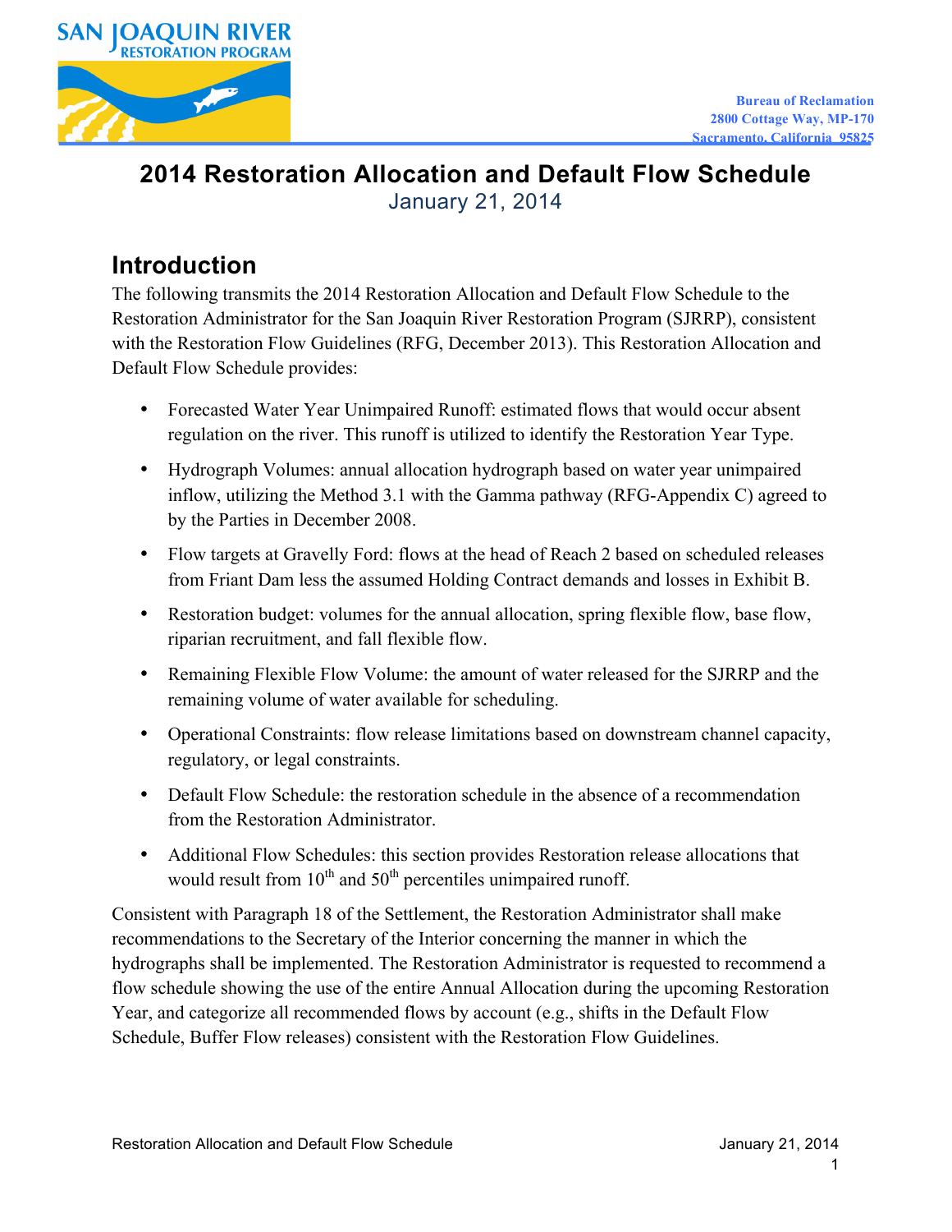SAN JOAQUIN RIVER RESTORATION PROGRAM

Bureau of Reclamation
2800 Cottage Way, MP-170
Sacramento, California 95825

# 2014 Restoration Allocation and Default Flow Schedule

January 21, 2014

## Introduction

The following transmits the 2014 Restoration Allocation and Default Flow Schedule to the Restoration Administrator for the San Joaquin River Restoration Program (SJRRP), consistent with the Restoration Flow Guidelines (RFG, December 2013). This Restoration Allocation and Default Flow Schedule provides:

- Forecasted Water Year Unimpaired Runoff: estimated flows that would occur absent regulation on the river. This runoff is utilized to identify the Restoration Year Type.
- Hydrograph Volumes: annual allocation hydrograph based on water year unimpaired inflow, utilizing the Method 3.1 with the Gamma pathway (RFG-Appendix C) agreed to by the Parties in December 2008.
- Flow targets at Gravelly Ford: flows at the head of Reach 2 based on scheduled releases from Friant Dam less the assumed Holding Contract demands and losses in Exhibit B.
- Restoration budget: volumes for the annual allocation, spring flexible flow, base flow, riparian recruitment, and fall flexible flow.
- Remaining Flexible Flow Volume: the amount of water released for the SJRRP and the remaining volume of water available for scheduling.
- Operational Constraints: flow release limitations based on downstream channel capacity, regulatory, or legal constraints.
- Default Flow Schedule: the restoration schedule in the absence of a recommendation from the Restoration Administrator.
- Additional Flow Schedules: this section provides Restoration release allocations that would result from 10th and 50th percentiles unimpaired runoff.

Consistent with Paragraph 18 of the Settlement, the Restoration Administrator shall make recommendations to the Secretary of the Interior concerning the manner in which the hydrographs shall be implemented. The Restoration Administrator is requested to recommend a flow schedule showing the use of the entire Annual Allocation during the upcoming Restoration Year, and categorize all recommended flows by account (e.g., shifts in the Default Flow Schedule, Buffer Flow releases) consistent with the Restoration Flow Guidelines.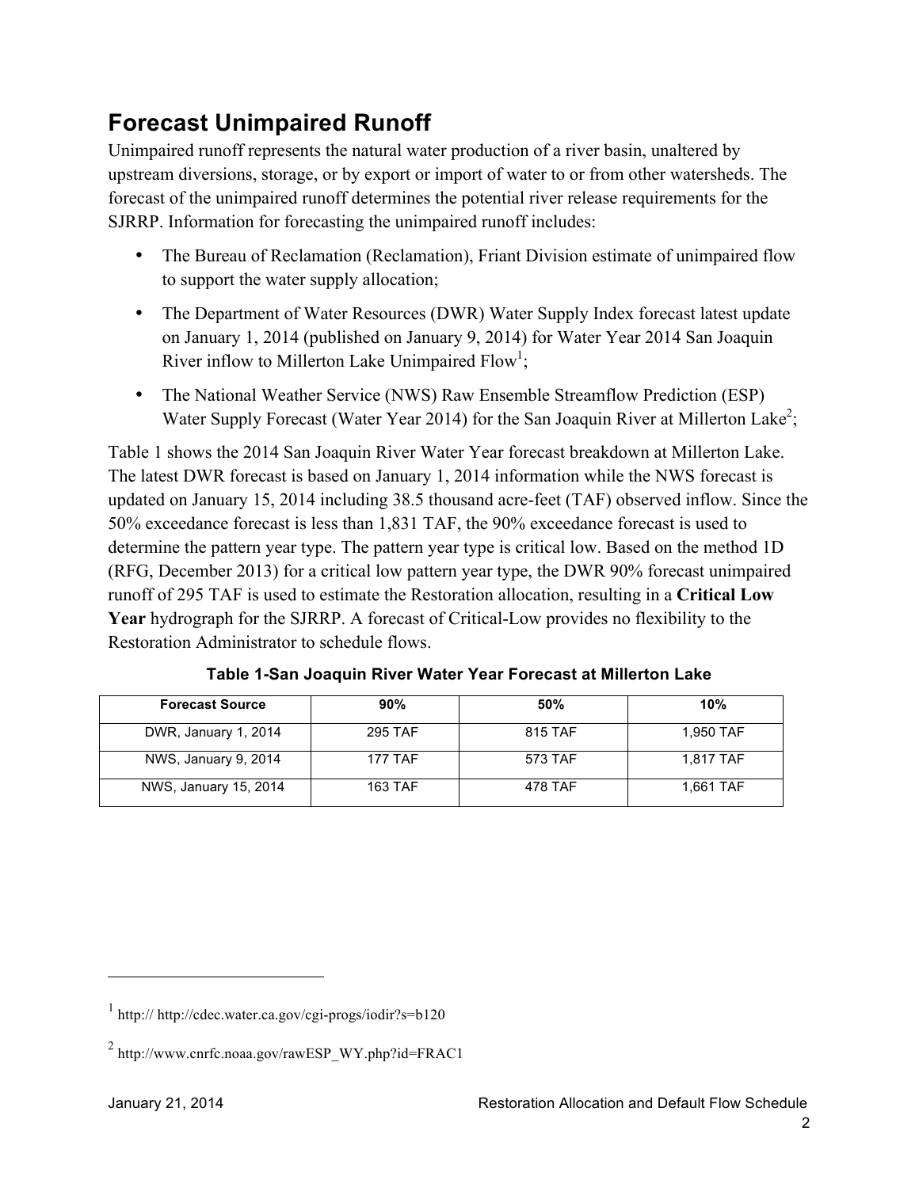## Forecast Unimpaired Runoff

Unimpaired runoff represents the natural water production of a river basin, unaltered by upstream diversions, storage, or by export or import of water to or from other watersheds. The forecast of the unimpaired runoff determines the potential river release requirements for the SJRRP. Information for forecasting the unimpaired runoff includes:

- The Bureau of Reclamation (Reclamation), Friant Division estimate of unimpaired flow to support the water supply allocation;
- The Department of Water Resources (DWR) Water Supply Index forecast latest update on January 1, 2014 (published on January 9, 2014) for Water Year 2014 San Joaquin River inflow to Millerton Lake Unimpaired Flow[1];
- The National Weather Service (NWS) Raw Ensemble Streamflow Prediction (ESP) Water Supply Forecast (Water Year 2014) for the San Joaquin River at Millerton Lake[2];

Table 1 shows the 2014 San Joaquin River Water Year forecast breakdown at Millerton Lake. The latest DWR forecast is based on January 1, 2014 information while the NWS forecast is updated on January 15, 2014 including 38.5 thousand acre-feet (TAF) observed inflow. Since the 50% exceedance forecast is less than 1,831 TAF, the 90% exceedance forecast is used to determine the pattern year type. The pattern year type is critical low. Based on the method 1D (RFG, December 2013) for a critical low pattern year type, the DWR 90% forecast unimpaired runoff of 295 TAF is used to estimate the Restoration allocation, resulting in a **Critical Low Year** hydrograph for the SJRRP. A forecast of Critical-Low provides no flexibility to the Restoration Administrator to schedule flows.

**Table 1-San Joaquin River Water Year Forecast at Millerton Lake**

| Forecast Source | 90% | 50% | 10% |
|---|---|---|---|
| DWR, January 1, 2014 | 295 TAF | 815 TAF | 1,950 TAF |
| NWS, January 9, 2014 | 177 TAF | 573 TAF | 1,817 TAF |
| NWS, January 15, 2014 | 163 TAF | 478 TAF | 1,661 TAF |

---

[1] http:// http://cdec.water.ca.gov/cgi-progs/iodir?s=b120

[2] http://www.cnrfc.noaa.gov/rawESP_WY.php?id=FRAC1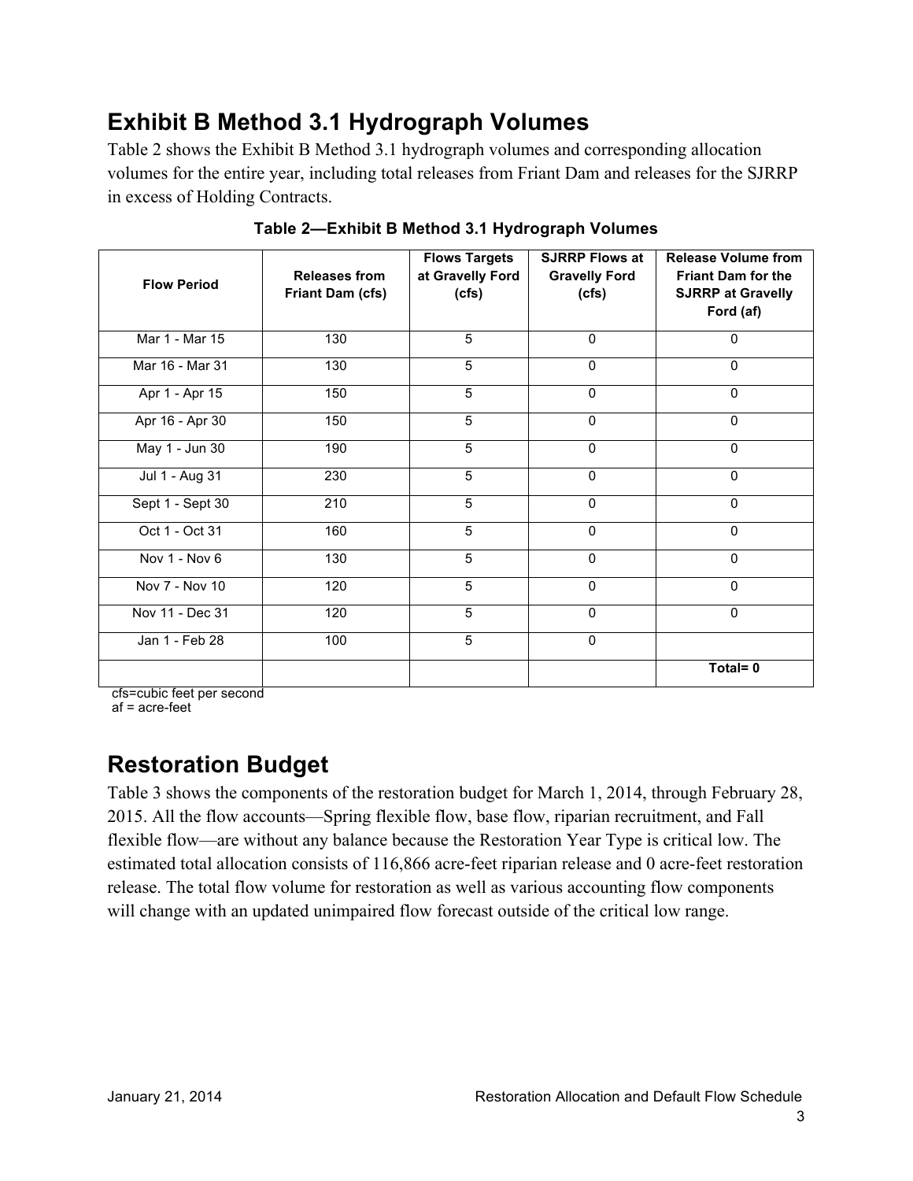## Exhibit B Method 3.1 Hydrograph Volumes

Table 2 shows the Exhibit B Method 3.1 hydrograph volumes and corresponding allocation volumes for the entire year, including total releases from Friant Dam and releases for the SJRRP in excess of Holding Contracts.

**Table 2—Exhibit B Method 3.1 Hydrograph Volumes**

| Flow Period | Releases from Friant Dam (cfs) | Flows Targets at Gravelly Ford (cfs) | SJRRP Flows at Gravelly Ford (cfs) | Release Volume from Friant Dam for the SJRRP at Gravelly Ford (af) |
|---|---|---|---|---|
| Mar 1 - Mar 15 | 130 | 5 | 0 | 0 |
| Mar 16 - Mar 31 | 130 | 5 | 0 | 0 |
| Apr 1 - Apr 15 | 150 | 5 | 0 | 0 |
| Apr 16 - Apr 30 | 150 | 5 | 0 | 0 |
| May 1 - Jun 30 | 190 | 5 | 0 | 0 |
| Jul 1 - Aug 31 | 230 | 5 | 0 | 0 |
| Sept 1 - Sept 30 | 210 | 5 | 0 | 0 |
| Oct 1 - Oct 31 | 160 | 5 | 0 | 0 |
| Nov 1 - Nov 6 | 130 | 5 | 0 | 0 |
| Nov 7 - Nov 10 | 120 | 5 | 0 | 0 |
| Nov 11 - Dec 31 | 120 | 5 | 0 | 0 |
| Jan 1 - Feb 28 | 100 | 5 | 0 | |
| | | | | **Total= 0** |

cfs=cubic feet per second
af = acre-feet

## Restoration Budget

Table 3 shows the components of the restoration budget for March 1, 2014, through February 28, 2015. All the flow accounts—Spring flexible flow, base flow, riparian recruitment, and Fall flexible flow—are without any balance because the Restoration Year Type is critical low. The estimated total allocation consists of 116,866 acre-feet riparian release and 0 acre-feet restoration release. The total flow volume for restoration as well as various accounting flow components will change with an updated unimpaired flow forecast outside of the critical low range.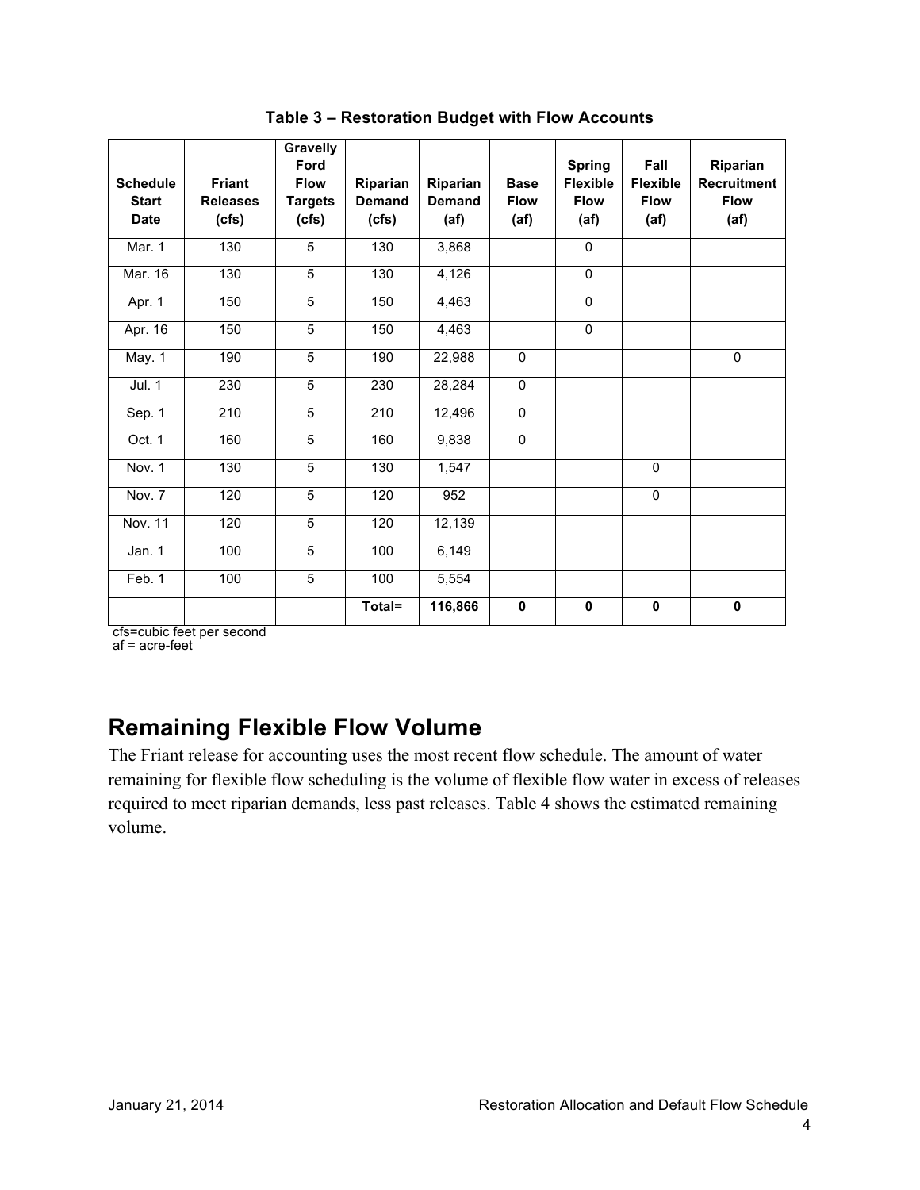**Table 3 – Restoration Budget with Flow Accounts**

| Schedule Start Date | Friant Releases (cfs) | Gravelly Ford Flow Targets (cfs) | Riparian Demand (cfs) | Riparian Demand (af) | Base Flow (af) | Spring Flexible Flow (af) | Fall Flexible Flow (af) | Riparian Recruitment Flow (af) |
|---|---|---|---|---|---|---|---|---|
| Mar. 1 | 130 | 5 | 130 | 3,868 | | 0 | | |
| Mar. 16 | 130 | 5 | 130 | 4,126 | | 0 | | |
| Apr. 1 | 150 | 5 | 150 | 4,463 | | 0 | | |
| Apr. 16 | 150 | 5 | 150 | 4,463 | | 0 | | |
| May. 1 | 190 | 5 | 190 | 22,988 | 0 | | | 0 |
| Jul. 1 | 230 | 5 | 230 | 28,284 | 0 | | | |
| Sep. 1 | 210 | 5 | 210 | 12,496 | 0 | | | |
| Oct. 1 | 160 | 5 | 160 | 9,838 | 0 | | | |
| Nov. 1 | 130 | 5 | 130 | 1,547 | | | 0 | |
| Nov. 7 | 120 | 5 | 120 | 952 | | | 0 | |
| Nov. 11 | 120 | 5 | 120 | 12,139 | | | | |
| Jan. 1 | 100 | 5 | 100 | 6,149 | | | | |
| Feb. 1 | 100 | 5 | 100 | 5,554 | | | | |
| | | | **Total=** | **116,866** | **0** | **0** | **0** | **0** |

cfs=cubic feet per second
af = acre-feet

## Remaining Flexible Flow Volume

The Friant release for accounting uses the most recent flow schedule. The amount of water remaining for flexible flow scheduling is the volume of flexible flow water in excess of releases required to meet riparian demands, less past releases. Table 4 shows the estimated remaining volume.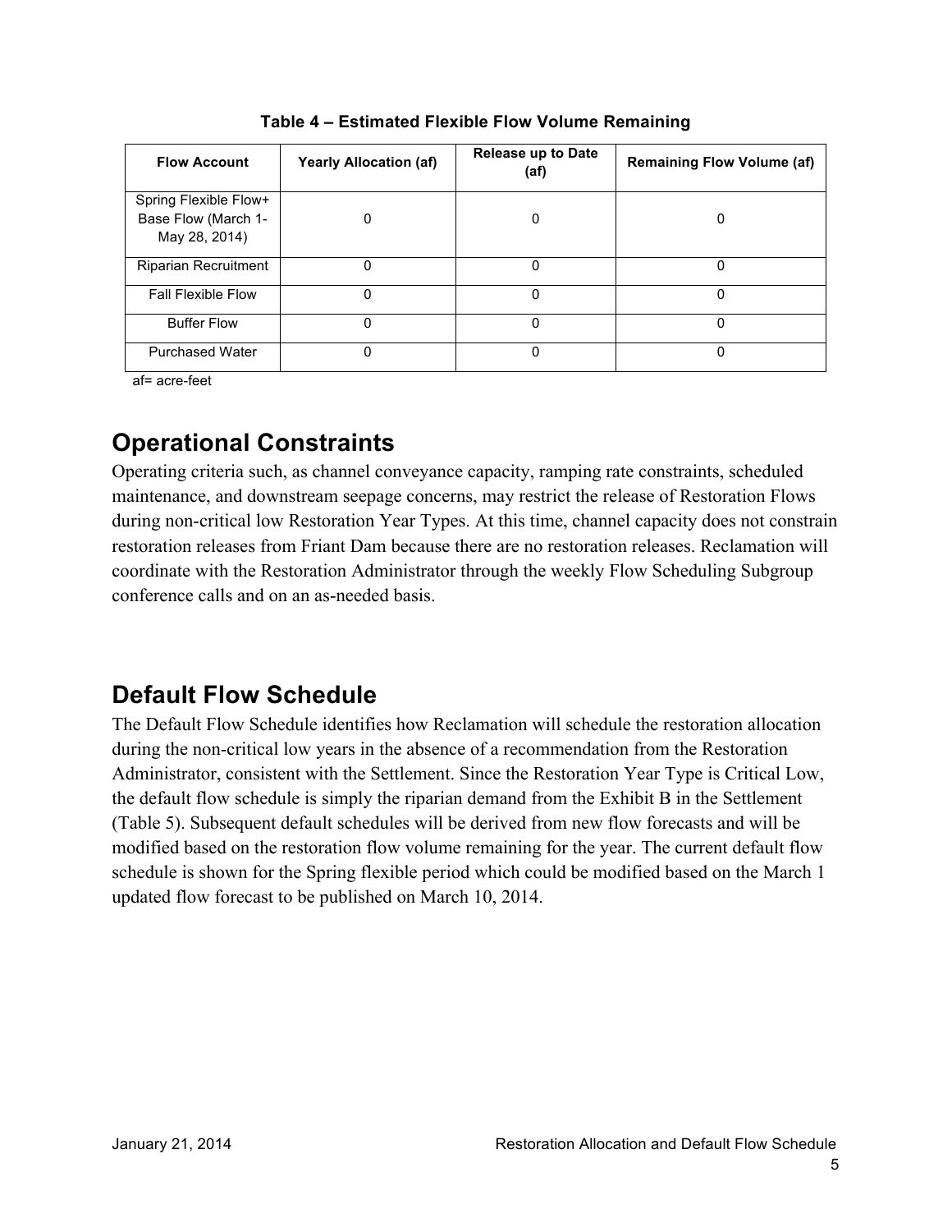**Table 4 – Estimated Flexible Flow Volume Remaining**

| Flow Account | Yearly Allocation (af) | Release up to Date (af) | Remaining Flow Volume (af) |
|---|---|---|---|
| Spring Flexible Flow+ Base Flow (March 1- May 28, 2014) | 0 | 0 | 0 |
| Riparian Recruitment | 0 | 0 | 0 |
| Fall Flexible Flow | 0 | 0 | 0 |
| Buffer Flow | 0 | 0 | 0 |
| Purchased Water | 0 | 0 | 0 |

af= acre-feet

## Operational Constraints

Operating criteria such, as channel conveyance capacity, ramping rate constraints, scheduled maintenance, and downstream seepage concerns, may restrict the release of Restoration Flows during non-critical low Restoration Year Types. At this time, channel capacity does not constrain restoration releases from Friant Dam because there are no restoration releases. Reclamation will coordinate with the Restoration Administrator through the weekly Flow Scheduling Subgroup conference calls and on an as-needed basis.

## Default Flow Schedule

The Default Flow Schedule identifies how Reclamation will schedule the restoration allocation during the non-critical low years in the absence of a recommendation from the Restoration Administrator, consistent with the Settlement. Since the Restoration Year Type is Critical Low, the default flow schedule is simply the riparian demand from the Exhibit B in the Settlement (Table 5). Subsequent default schedules will be derived from new flow forecasts and will be modified based on the restoration flow volume remaining for the year. The current default flow schedule is shown for the Spring flexible period which could be modified based on the March 1 updated flow forecast to be published on March 10, 2014.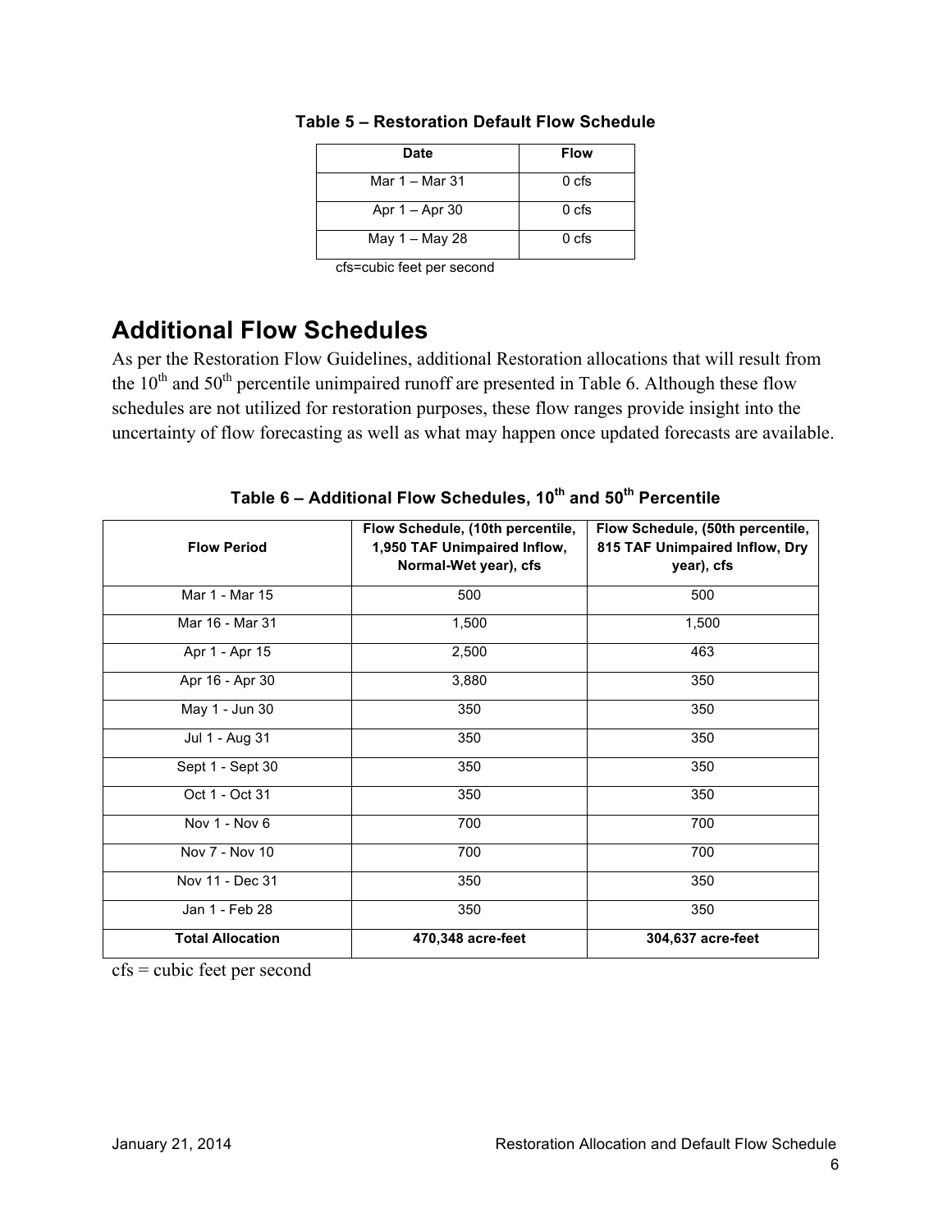**Table 5 – Restoration Default Flow Schedule**

| Date | Flow |
|---|---|
| Mar 1 – Mar 31 | 0 cfs |
| Apr 1 – Apr 30 | 0 cfs |
| May 1 – May 28 | 0 cfs |

cfs=cubic feet per second

## Additional Flow Schedules

As per the Restoration Flow Guidelines, additional Restoration allocations that will result from the 10th and 50th percentile unimpaired runoff are presented in Table 6. Although these flow schedules are not utilized for restoration purposes, these flow ranges provide insight into the uncertainty of flow forecasting as well as what may happen once updated forecasts are available.

**Table 6 – Additional Flow Schedules, 10th and 50th Percentile**

| Flow Period | Flow Schedule, (10th percentile, 1,950 TAF Unimpaired Inflow, Normal-Wet year), cfs | Flow Schedule, (50th percentile, 815 TAF Unimpaired Inflow, Dry year), cfs |
|---|---|---|
| Mar 1 - Mar 15 | 500 | 500 |
| Mar 16 - Mar 31 | 1,500 | 1,500 |
| Apr 1 - Apr 15 | 2,500 | 463 |
| Apr 16 - Apr 30 | 3,880 | 350 |
| May 1 - Jun 30 | 350 | 350 |
| Jul 1 - Aug 31 | 350 | 350 |
| Sept 1 - Sept 30 | 350 | 350 |
| Oct 1 - Oct 31 | 350 | 350 |
| Nov 1 - Nov 6 | 700 | 700 |
| Nov 7 - Nov 10 | 700 | 700 |
| Nov 11 - Dec 31 | 350 | 350 |
| Jan 1 - Feb 28 | 350 | 350 |
| **Total Allocation** | **470,348 acre-feet** | **304,637 acre-feet** |

cfs = cubic feet per second